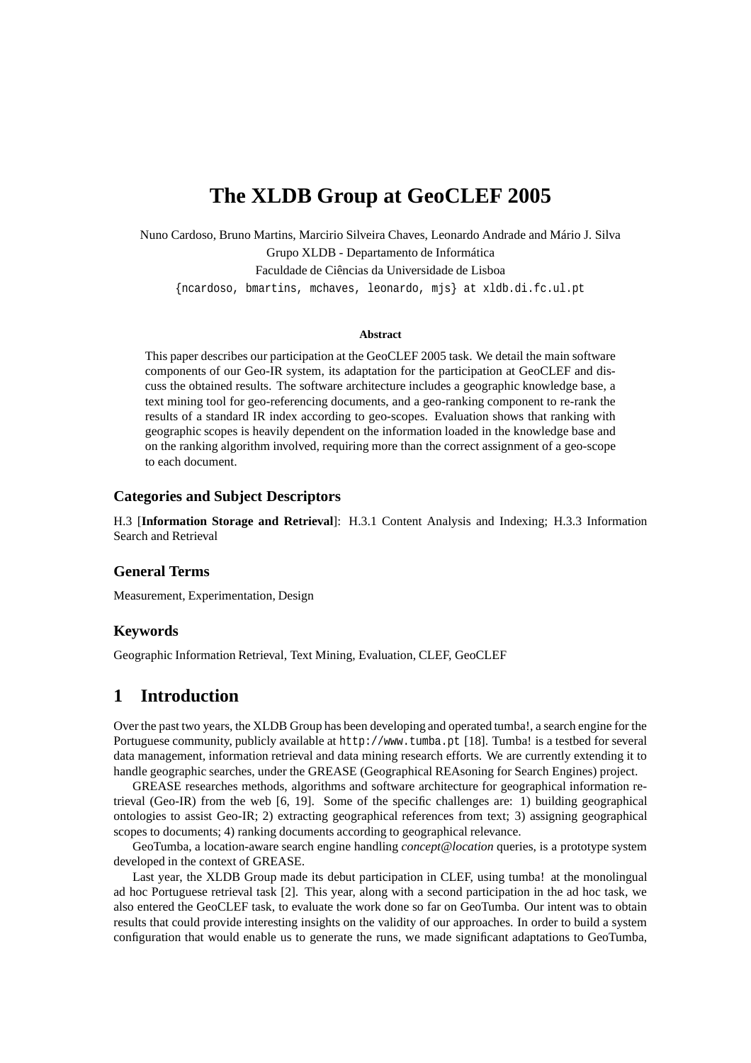# The XLDB Group at GeoCLEF 2005

Nuno Cardoso, Bruno Martins, Marcirio Silveira Chaves, Leonardo Andrade and Mário J. Silva
Grupo XLDB - Departamento de Informática
Faculdade de Ciências da Universidade de Lisboa
{ncardoso, bmartins, mchaves, leonardo, mjs} at xldb.di.fc.ul.pt

**Abstract**

This paper describes our participation at the GeoCLEF 2005 task. We detail the main software components of our Geo-IR system, its adaptation for the participation at GeoCLEF and discuss the obtained results. The software architecture includes a geographic knowledge base, a text mining tool for geo-referencing documents, and a geo-ranking component to re-rank the results of a standard IR index according to geo-scopes. Evaluation shows that ranking with geographic scopes is heavily dependent on the information loaded in the knowledge base and on the ranking algorithm involved, requiring more than the correct assignment of a geo-scope to each document.

### Categories and Subject Descriptors

H.3 [**Information Storage and Retrieval**]: H.3.1 Content Analysis and Indexing; H.3.3 Information Search and Retrieval

### General Terms

Measurement, Experimentation, Design

### Keywords

Geographic Information Retrieval, Text Mining, Evaluation, CLEF, GeoCLEF

## 1 Introduction

Over the past two years, the XLDB Group has been developing and operated tumba!, a search engine for the Portuguese community, publicly available at `http://www.tumba.pt` [18]. Tumba! is a testbed for several data management, information retrieval and data mining research efforts. We are currently extending it to handle geographic searches, under the GREASE (Geographical REAsoning for Search Engines) project.

GREASE researches methods, algorithms and software architecture for geographical information retrieval (Geo-IR) from the web [6, 19]. Some of the specific challenges are: 1) building geographical ontologies to assist Geo-IR; 2) extracting geographical references from text; 3) assigning geographical scopes to documents; 4) ranking documents according to geographical relevance.

GeoTumba, a location-aware search engine handling *concept@location* queries, is a prototype system developed in the context of GREASE.

Last year, the XLDB Group made its debut participation in CLEF, using tumba! at the monolingual ad hoc Portuguese retrieval task [2]. This year, along with a second participation in the ad hoc task, we also entered the GeoCLEF task, to evaluate the work done so far on GeoTumba. Our intent was to obtain results that could provide interesting insights on the validity of our approaches. In order to build a system configuration that would enable us to generate the runs, we made significant adaptations to GeoTumba,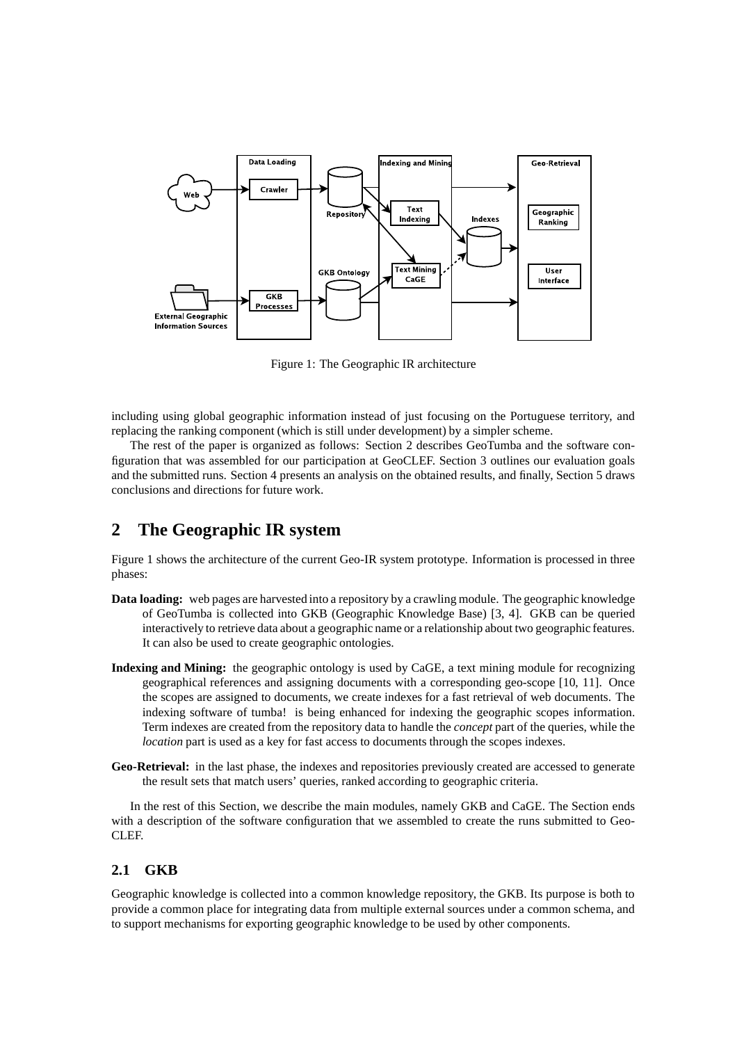Figure 1: The Geographic IR architecture

including using global geographic information instead of just focusing on the Portuguese territory, and replacing the ranking component (which is still under development) by a simpler scheme.

The rest of the paper is organized as follows: Section 2 describes GeoTumba and the software configuration that was assembled for our participation at GeoCLEF. Section 3 outlines our evaluation goals and the submitted runs. Section 4 presents an analysis on the obtained results, and finally, Section 5 draws conclusions and directions for future work.

## 2 The Geographic IR system

Figure 1 shows the architecture of the current Geo-IR system prototype. Information is processed in three phases:

**Data loading:** web pages are harvested into a repository by a crawling module. The geographic knowledge of GeoTumba is collected into GKB (Geographic Knowledge Base) [3, 4]. GKB can be queried interactively to retrieve data about a geographic name or a relationship about two geographic features. It can also be used to create geographic ontologies.

**Indexing and Mining:** the geographic ontology is used by CaGE, a text mining module for recognizing geographical references and assigning documents with a corresponding geo-scope [10, 11]. Once the scopes are assigned to documents, we create indexes for a fast retrieval of web documents. The indexing software of tumba! is being enhanced for indexing the geographic scopes information. Term indexes are created from the repository data to handle the *concept* part of the queries, while the *location* part is used as a key for fast access to documents through the scopes indexes.

**Geo-Retrieval:** in the last phase, the indexes and repositories previously created are accessed to generate the result sets that match users' queries, ranked according to geographic criteria.

In the rest of this Section, we describe the main modules, namely GKB and CaGE. The Section ends with a description of the software configuration that we assembled to create the runs submitted to GeoCLEF.

### 2.1 GKB

Geographic knowledge is collected into a common knowledge repository, the GKB. Its purpose is both to provide a common place for integrating data from multiple external sources under a common schema, and to support mechanisms for exporting geographic knowledge to be used by other components.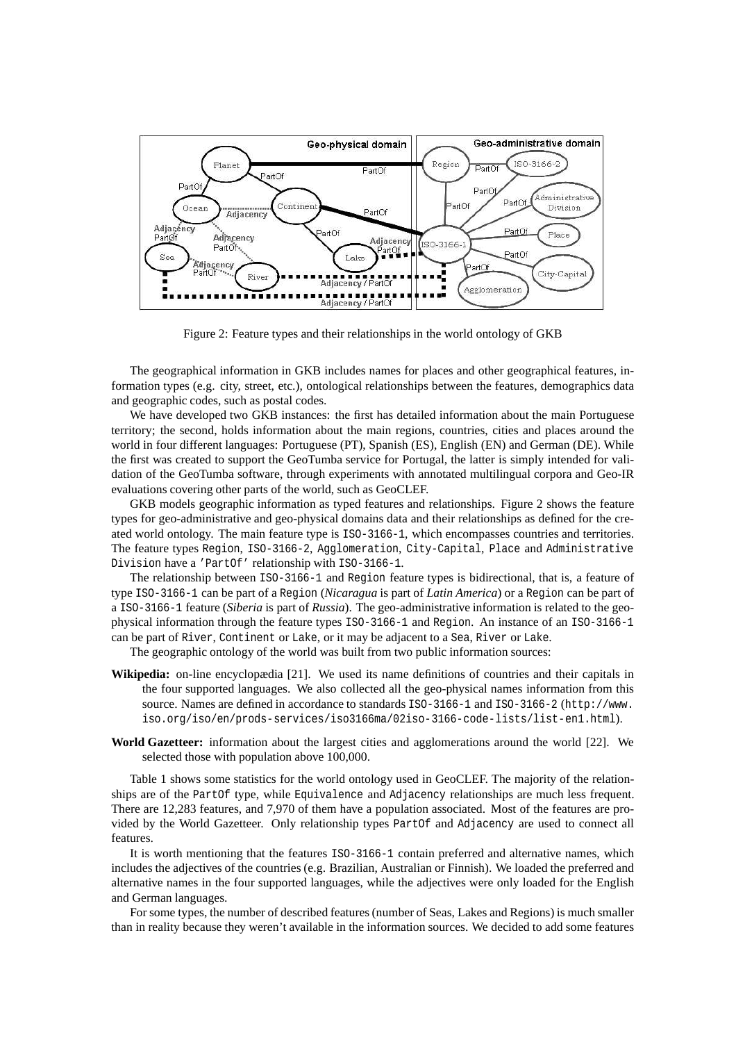Figure 2: Feature types and their relationships in the world ontology of GKB

The geographical information in GKB includes names for places and other geographical features, information types (e.g. city, street, etc.), ontological relationships between the features, demographics data and geographic codes, such as postal codes.

We have developed two GKB instances: the first has detailed information about the main Portuguese territory; the second, holds information about the main regions, countries, cities and places around the world in four different languages: Portuguese (PT), Spanish (ES), English (EN) and German (DE). While the first was created to support the GeoTumba service for Portugal, the latter is simply intended for validation of the GeoTumba software, through experiments with annotated multilingual corpora and Geo-IR evaluations covering other parts of the world, such as GeoCLEF.

GKB models geographic information as typed features and relationships. Figure 2 shows the feature types for geo-administrative and geo-physical domains data and their relationships as defined for the created world ontology. The main feature type is `ISO-3166-1`, which encompasses countries and territories. The feature types `Region`, `ISO-3166-2`, `Agglomeration`, `City-Capital`, `Place` and `Administrative Division` have a `'PartOf'` relationship with `ISO-3166-1`.

The relationship between `ISO-3166-1` and `Region` feature types is bidirectional, that is, a feature of type `ISO-3166-1` can be part of a `Region` (*Nicaragua* is part of *Latin America*) or a `Region` can be part of a `ISO-3166-1` feature (*Siberia* is part of *Russia*). The geo-administrative information is related to the geo-physical information through the feature types `ISO-3166-1` and `Region`. An instance of an `ISO-3166-1` can be part of `River`, `Continent` or `Lake`, or it may be adjacent to a `Sea`, `River` or `Lake`.

The geographic ontology of the world was built from two public information sources:

**Wikipedia:** on-line encyclopædia [21]. We used its name definitions of countries and their capitals in the four supported languages. We also collected all the geo-physical names information from this source. Names are defined in accordance to standards `ISO-3166-1` and `ISO-3166-2` (`http://www.iso.org/iso/en/prods-services/iso3166ma/02iso-3166-code-lists/list-en1.html`).

**World Gazetteer:** information about the largest cities and agglomerations around the world [22]. We selected those with population above 100,000.

Table 1 shows some statistics for the world ontology used in GeoCLEF. The majority of the relationships are of the `PartOf` type, while `Equivalence` and `Adjacency` relationships are much less frequent. There are 12,283 features, and 7,970 of them have a population associated. Most of the features are provided by the World Gazetteer. Only relationship types `PartOf` and `Adjacency` are used to connect all features.

It is worth mentioning that the features `ISO-3166-1` contain preferred and alternative names, which includes the adjectives of the countries (e.g. Brazilian, Australian or Finnish). We loaded the preferred and alternative names in the four supported languages, while the adjectives were only loaded for the English and German languages.

For some types, the number of described features (number of Seas, Lakes and Regions) is much smaller than in reality because they weren't available in the information sources. We decided to add some features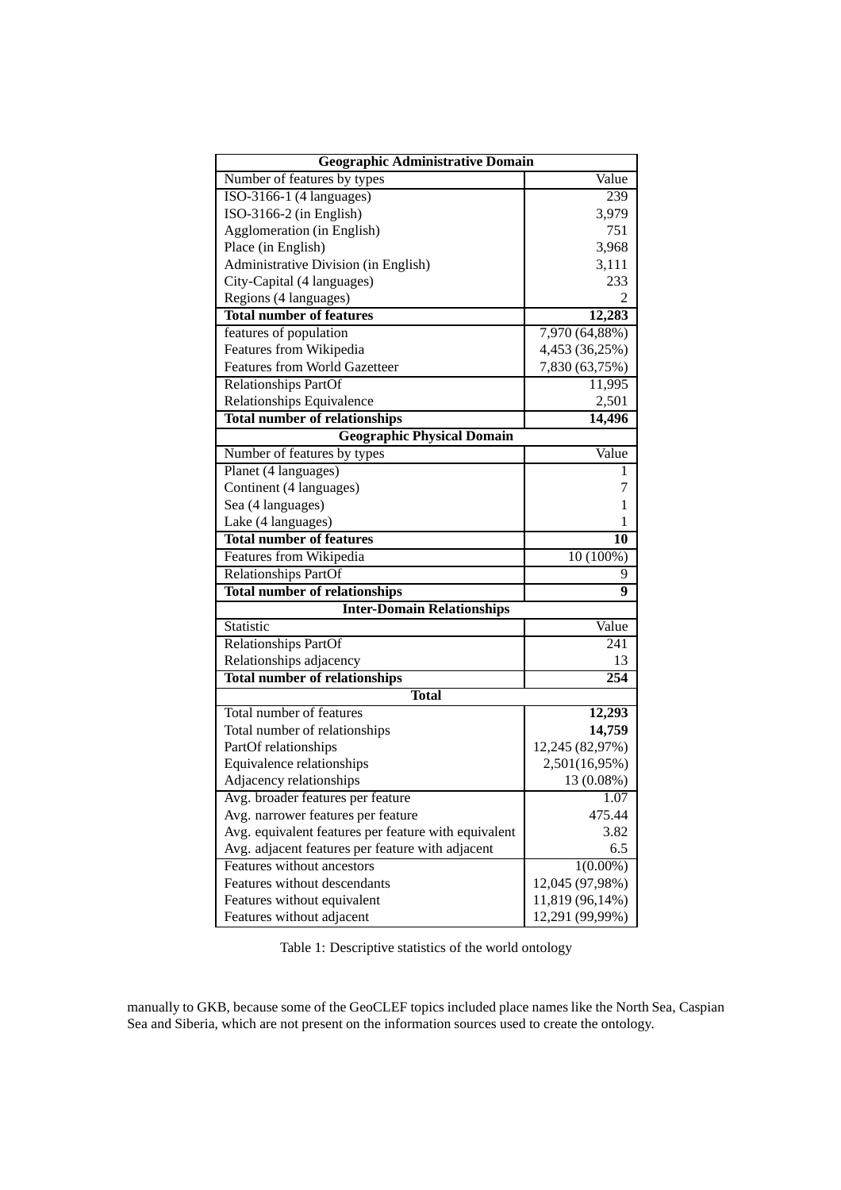| Geographic Administrative Domain | |
|---|---|
| Number of features by types | Value |
| ISO-3166-1 (4 languages) | 239 |
| ISO-3166-2 (in English) | 3,979 |
| Agglomeration (in English) | 751 |
| Place (in English) | 3,968 |
| Administrative Division (in English) | 3,111 |
| City-Capital (4 languages) | 233 |
| Regions (4 languages) | 2 |
| **Total number of features** | **12,283** |
| features of population | 7,970 (64,88%) |
| Features from Wikipedia | 4,453 (36,25%) |
| Features from World Gazetteer | 7,830 (63,75%) |
| Relationships PartOf | 11,995 |
| Relationships Equivalence | 2,501 |
| **Total number of relationships** | **14,496** |
| **Geographic Physical Domain** | |
| Number of features by types | Value |
| Planet (4 languages) | 1 |
| Continent (4 languages) | 7 |
| Sea (4 languages) | 1 |
| Lake (4 languages) | 1 |
| **Total number of features** | **10** |
| Features from Wikipedia | 10 (100%) |
| Relationships PartOf | 9 |
| **Total number of relationships** | **9** |
| **Inter-Domain Relationships** | |
| Statistic | Value |
| Relationships PartOf | 241 |
| Relationships adjacency | 13 |
| **Total number of relationships** | **254** |
| **Total** | |
| Total number of features | **12,293** |
| Total number of relationships | **14,759** |
| PartOf relationships | 12,245 (82,97%) |
| Equivalence relationships | 2,501(16,95%) |
| Adjacency relationships | 13 (0.08%) |
| Avg. broader features per feature | 1.07 |
| Avg. narrower features per feature | 475.44 |
| Avg. equivalent features per feature with equivalent | 3.82 |
| Avg. adjacent features per feature with adjacent | 6.5 |
| Features without ancestors | 1(0.00%) |
| Features without descendants | 12,045 (97,98%) |
| Features without equivalent | 11,819 (96,14%) |
| Features without adjacent | 12,291 (99,99%) |

Table 1: Descriptive statistics of the world ontology

manually to GKB, because some of the GeoCLEF topics included place names like the North Sea, Caspian Sea and Siberia, which are not present on the information sources used to create the ontology.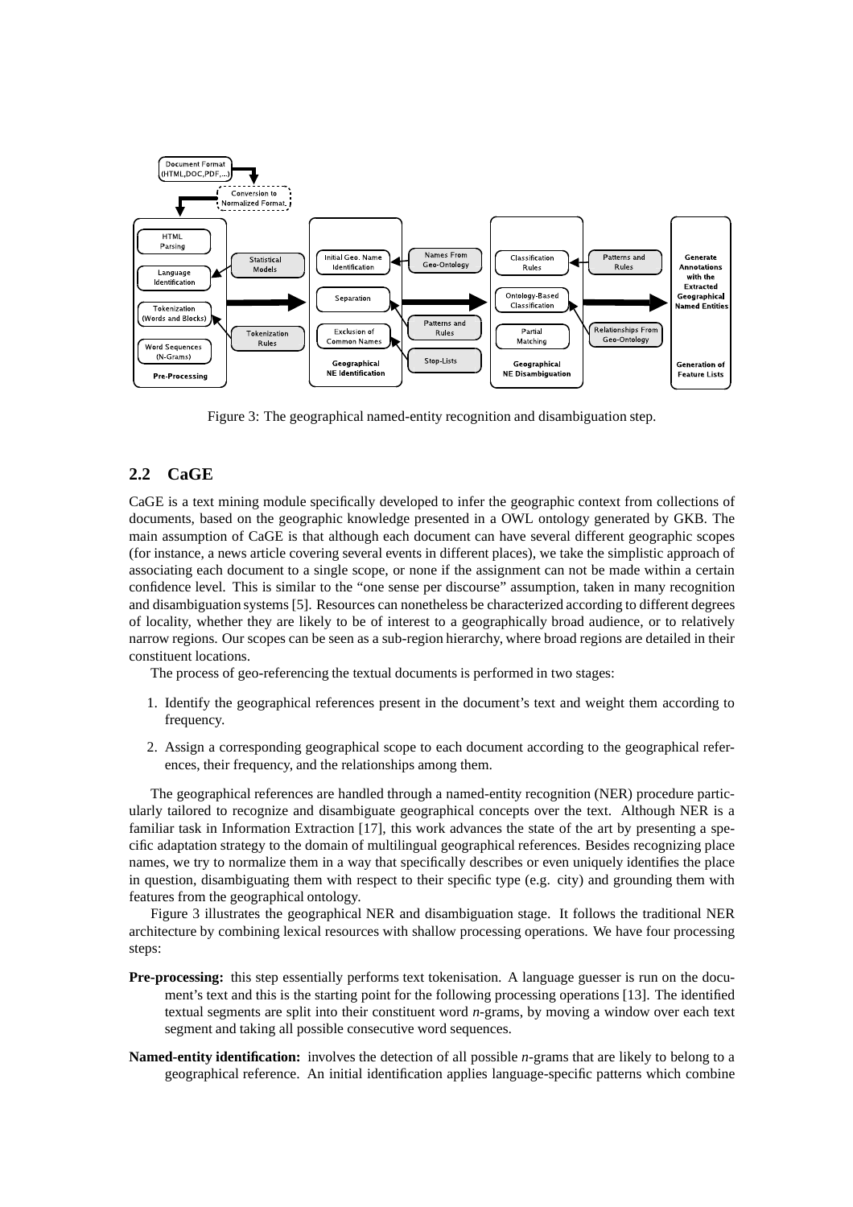Figure 3: The geographical named-entity recognition and disambiguation step.

## 2.2 CaGE

CaGE is a text mining module specifically developed to infer the geographic context from collections of documents, based on the geographic knowledge presented in a OWL ontology generated by GKB. The main assumption of CaGE is that although each document can have several different geographic scopes (for instance, a news article covering several events in different places), we take the simplistic approach of associating each document to a single scope, or none if the assignment can not be made within a certain confidence level. This is similar to the "one sense per discourse" assumption, taken in many recognition and disambiguation systems [5]. Resources can nonetheless be characterized according to different degrees of locality, whether they are likely to be of interest to a geographically broad audience, or to relatively narrow regions. Our scopes can be seen as a sub-region hierarchy, where broad regions are detailed in their constituent locations.

The process of geo-referencing the textual documents is performed in two stages:

1. Identify the geographical references present in the document's text and weight them according to frequency.
2. Assign a corresponding geographical scope to each document according to the geographical references, their frequency, and the relationships among them.

The geographical references are handled through a named-entity recognition (NER) procedure particularly tailored to recognize and disambiguate geographical concepts over the text. Although NER is a familiar task in Information Extraction [17], this work advances the state of the art by presenting a specific adaptation strategy to the domain of multilingual geographical references. Besides recognizing place names, we try to normalize them in a way that specifically describes or even uniquely identifies the place in question, disambiguating them with respect to their specific type (e.g. city) and grounding them with features from the geographical ontology.

Figure 3 illustrates the geographical NER and disambiguation stage. It follows the traditional NER architecture by combining lexical resources with shallow processing operations. We have four processing steps:

**Pre-processing:** this step essentially performs text tokenisation. A language guesser is run on the document's text and this is the starting point for the following processing operations [13]. The identified textual segments are split into their constituent word *n*-grams, by moving a window over each text segment and taking all possible consecutive word sequences.

**Named-entity identification:** involves the detection of all possible *n*-grams that are likely to belong to a geographical reference. An initial identification applies language-specific patterns which combine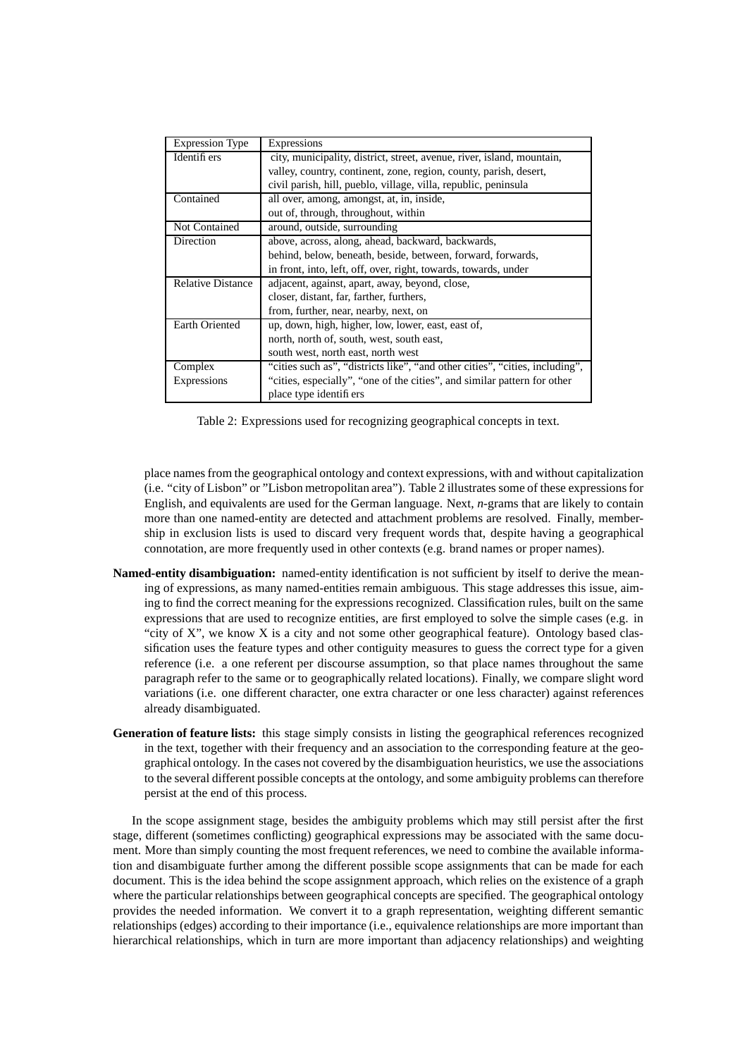| Expression Type | Expressions |
|---|---|
| Identifiers | city, municipality, district, street, avenue, river, island, mountain, valley, country, continent, zone, region, county, parish, desert, civil parish, hill, pueblo, village, villa, republic, peninsula |
| Contained | all over, among, amongst, at, in, inside, out of, through, throughout, within |
| Not Contained | around, outside, surrounding |
| Direction | above, across, along, ahead, backward, backwards, behind, below, beneath, beside, between, forward, forwards, in front, into, left, off, over, right, towards, towards, under |
| Relative Distance | adjacent, against, apart, away, beyond, close, closer, distant, far, farther, furthers, from, further, near, nearby, next, on |
| Earth Oriented | up, down, high, higher, low, lower, east, east of, north, north of, south, west, south east, south west, north east, north west |
| Complex Expressions | "cities such as", "districts like", "and other cities", "cities, including", "cities, especially", "one of the cities", and similar pattern for other place type identifiers |

Table 2: Expressions used for recognizing geographical concepts in text.

place names from the geographical ontology and context expressions, with and without capitalization (i.e. "city of Lisbon" or "Lisbon metropolitan area"). Table 2 illustrates some of these expressions for English, and equivalents are used for the German language. Next, *n*-grams that are likely to contain more than one named-entity are detected and attachment problems are resolved. Finally, membership in exclusion lists is used to discard very frequent words that, despite having a geographical connotation, are more frequently used in other contexts (e.g. brand names or proper names).

**Named-entity disambiguation:** named-entity identification is not sufficient by itself to derive the meaning of expressions, as many named-entities remain ambiguous. This stage addresses this issue, aiming to find the correct meaning for the expressions recognized. Classification rules, built on the same expressions that are used to recognize entities, are first employed to solve the simple cases (e.g. in "city of X", we know X is a city and not some other geographical feature). Ontology based classification uses the feature types and other contiguity measures to guess the correct type for a given reference (i.e. a one referent per discourse assumption, so that place names throughout the same paragraph refer to the same or to geographically related locations). Finally, we compare slight word variations (i.e. one different character, one extra character or one less character) against references already disambiguated.

**Generation of feature lists:** this stage simply consists in listing the geographical references recognized in the text, together with their frequency and an association to the corresponding feature at the geographical ontology. In the cases not covered by the disambiguation heuristics, we use the associations to the several different possible concepts at the ontology, and some ambiguity problems can therefore persist at the end of this process.

In the scope assignment stage, besides the ambiguity problems which may still persist after the first stage, different (sometimes conflicting) geographical expressions may be associated with the same document. More than simply counting the most frequent references, we need to combine the available information and disambiguate further among the different possible scope assignments that can be made for each document. This is the idea behind the scope assignment approach, which relies on the existence of a graph where the particular relationships between geographical concepts are specified. The geographical ontology provides the needed information. We convert it to a graph representation, weighting different semantic relationships (edges) according to their importance (i.e., equivalence relationships are more important than hierarchical relationships, which in turn are more important than adjacency relationships) and weighting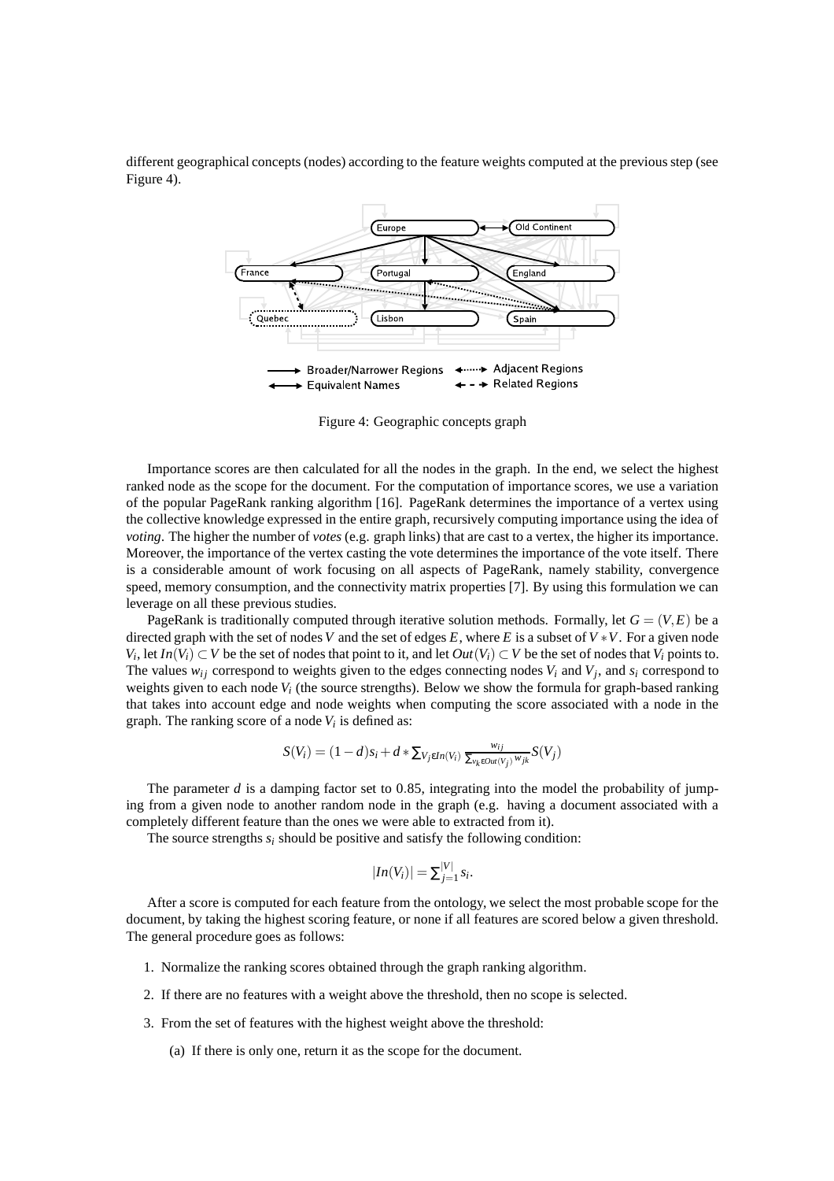different geographical concepts (nodes) according to the feature weights computed at the previous step (see Figure 4).

Figure 4: Geographic concepts graph

Importance scores are then calculated for all the nodes in the graph. In the end, we select the highest ranked node as the scope for the document. For the computation of importance scores, we use a variation of the popular PageRank ranking algorithm [16]. PageRank determines the importance of a vertex using the collective knowledge expressed in the entire graph, recursively computing importance using the idea of *voting*. The higher the number of *votes* (e.g. graph links) that are cast to a vertex, the higher its importance. Moreover, the importance of the vertex casting the vote determines the importance of the vote itself. There is a considerable amount of work focusing on all aspects of PageRank, namely stability, convergence speed, memory consumption, and the connectivity matrix properties [7]. By using this formulation we can leverage on all these previous studies.

PageRank is traditionally computed through iterative solution methods. Formally, let $G = (V, E)$ be a directed graph with the set of nodes $V$ and the set of edges $E$, where $E$ is a subset of $V * V$. For a given node $V_i$, let $In(V_i) \subset V$ be the set of nodes that point to it, and let $Out(V_i) \subset V$ be the set of nodes that $V_i$ points to. The values $w_{ij}$ correspond to weights given to the edges connecting nodes $V_i$ and $V_j$, and $s_i$ correspond to weights given to each node $V_i$ (the source strengths). Below we show the formula for graph-based ranking that takes into account edge and node weights when computing the score associated with a node in the graph. The ranking score of a node $V_i$ is defined as:

$$S(V_i) = (1-d)s_i + d * \sum_{V_j \epsilon In(V_i)} \frac{w_{ij}}{\sum_{v_k \epsilon Out(V_j)} w_{jk}} S(V_j)$$

The parameter $d$ is a damping factor set to 0.85, integrating into the model the probability of jumping from a given node to another random node in the graph (e.g. having a document associated with a completely different feature than the ones we were able to extracted from it).

The source strengths $s_i$ should be positive and satisfy the following condition:

$$|In(V_i)| = \sum_{j=1}^{|V|} s_i.$$

After a score is computed for each feature from the ontology, we select the most probable scope for the document, by taking the highest scoring feature, or none if all features are scored below a given threshold. The general procedure goes as follows:

1. Normalize the ranking scores obtained through the graph ranking algorithm.
2. If there are no features with a weight above the threshold, then no scope is selected.
3. From the set of features with the highest weight above the threshold:
   (a) If there is only one, return it as the scope for the document.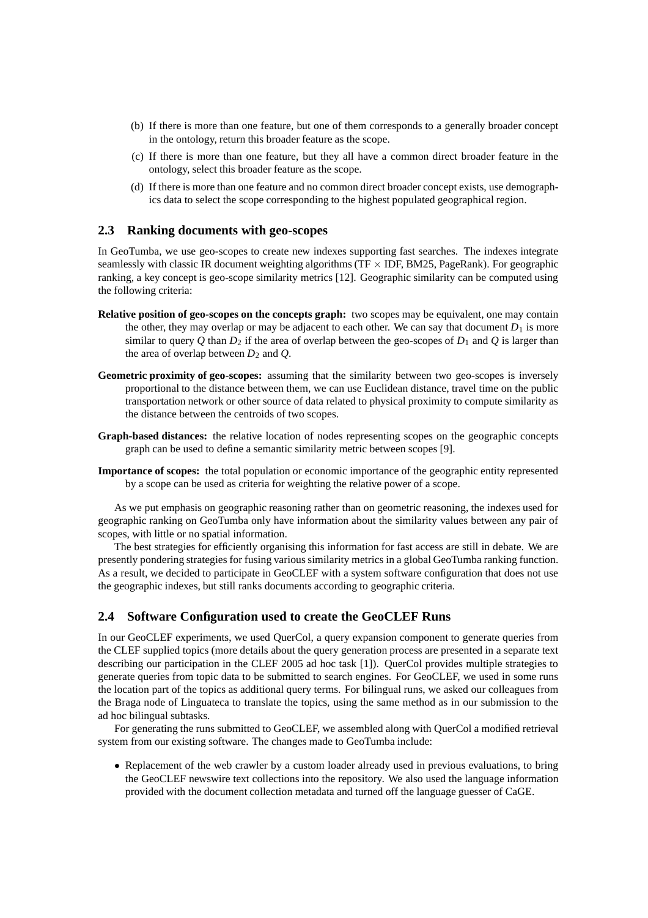(b) If there is more than one feature, but one of them corresponds to a generally broader concept in the ontology, return this broader feature as the scope.

(c) If there is more than one feature, but they all have a common direct broader feature in the ontology, select this broader feature as the scope.

(d) If there is more than one feature and no common direct broader concept exists, use demographics data to select the scope corresponding to the highest populated geographical region.

### 2.3 Ranking documents with geo-scopes

In GeoTumba, we use geo-scopes to create new indexes supporting fast searches. The indexes integrate seamlessly with classic IR document weighting algorithms (TF $\times$ IDF, BM25, PageRank). For geographic ranking, a key concept is geo-scope similarity metrics [12]. Geographic similarity can be computed using the following criteria:

**Relative position of geo-scopes on the concepts graph:** two scopes may be equivalent, one may contain the other, they may overlap or may be adjacent to each other. We can say that document $D_1$ is more similar to query $Q$ than $D_2$ if the area of overlap between the geo-scopes of $D_1$ and $Q$ is larger than the area of overlap between $D_2$ and $Q$.

**Geometric proximity of geo-scopes:** assuming that the similarity between two geo-scopes is inversely proportional to the distance between them, we can use Euclidean distance, travel time on the public transportation network or other source of data related to physical proximity to compute similarity as the distance between the centroids of two scopes.

**Graph-based distances:** the relative location of nodes representing scopes on the geographic concepts graph can be used to define a semantic similarity metric between scopes [9].

**Importance of scopes:** the total population or economic importance of the geographic entity represented by a scope can be used as criteria for weighting the relative power of a scope.

As we put emphasis on geographic reasoning rather than on geometric reasoning, the indexes used for geographic ranking on GeoTumba only have information about the similarity values between any pair of scopes, with little or no spatial information.

The best strategies for efficiently organising this information for fast access are still in debate. We are presently pondering strategies for fusing various similarity metrics in a global GeoTumba ranking function. As a result, we decided to participate in GeoCLEF with a system software configuration that does not use the geographic indexes, but still ranks documents according to geographic criteria.

### 2.4 Software Configuration used to create the GeoCLEF Runs

In our GeoCLEF experiments, we used QuerCol, a query expansion component to generate queries from the CLEF supplied topics (more details about the query generation process are presented in a separate text describing our participation in the CLEF 2005 ad hoc task [1]). QuerCol provides multiple strategies to generate queries from topic data to be submitted to search engines. For GeoCLEF, we used in some runs the location part of the topics as additional query terms. For bilingual runs, we asked our colleagues from the Braga node of Linguateca to translate the topics, using the same method as in our submission to the ad hoc bilingual subtasks.

For generating the runs submitted to GeoCLEF, we assembled along with QuerCol a modified retrieval system from our existing software. The changes made to GeoTumba include:

- Replacement of the web crawler by a custom loader already used in previous evaluations, to bring the GeoCLEF newswire text collections into the repository. We also used the language information provided with the document collection metadata and turned off the language guesser of CaGE.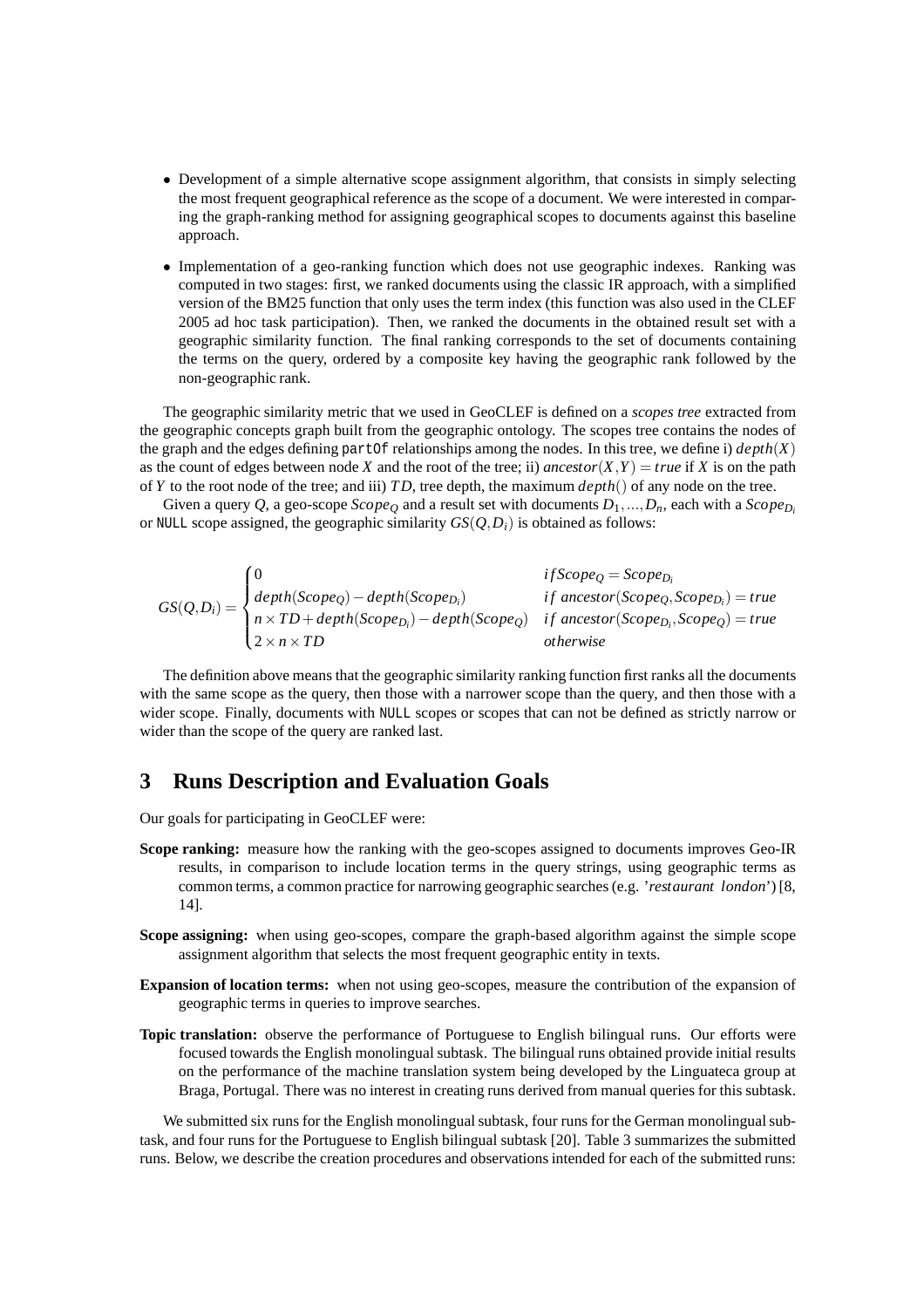- Development of a simple alternative scope assignment algorithm, that consists in simply selecting the most frequent geographical reference as the scope of a document. We were interested in comparing the graph-ranking method for assigning geographical scopes to documents against this baseline approach.
- Implementation of a geo-ranking function which does not use geographic indexes. Ranking was computed in two stages: first, we ranked documents using the classic IR approach, with a simplified version of the BM25 function that only uses the term index (this function was also used in the CLEF 2005 ad hoc task participation). Then, we ranked the documents in the obtained result set with a geographic similarity function. The final ranking corresponds to the set of documents containing the terms on the query, ordered by a composite key having the geographic rank followed by the non-geographic rank.

The geographic similarity metric that we used in GeoCLEF is defined on a *scopes tree* extracted from the geographic concepts graph built from the geographic ontology. The scopes tree contains the nodes of the graph and the edges defining `partOf` relationships among the nodes. In this tree, we define i) $depth(X)$ as the count of edges between node $X$ and the root of the tree; ii) $ancestor(X,Y) = true$ if $X$ is on the path of $Y$ to the root node of the tree; and iii) $TD$, tree depth, the maximum $depth()$ of any node on the tree.

Given a query $Q$, a geo-scope $Scope_Q$ and a result set with documents $D_1, ..., D_n$, each with a $Scope_{D_i}$ or `NULL` scope assigned, the geographic similarity $GS(Q,D_i)$ is obtained as follows:

$$GS(Q,D_i) = \begin{cases} 0 & if Scope_Q = Scope_{D_i} \\ depth(Scope_Q) - depth(Scope_{D_i}) & if\ ancestor(Scope_Q, Scope_{D_i}) = true \\ n \times TD + depth(Scope_{D_i}) - depth(Scope_Q) & if\ ancestor(Scope_{D_i}, Scope_Q) = true \\ 2 \times n \times TD & otherwise \end{cases}$$

The definition above means that the geographic similarity ranking function first ranks all the documents with the same scope as the query, then those with a narrower scope than the query, and then those with a wider scope. Finally, documents with `NULL` scopes or scopes that can not be defined as strictly narrow or wider than the scope of the query are ranked last.

## 3 Runs Description and Evaluation Goals

Our goals for participating in GeoCLEF were:

**Scope ranking:** measure how the ranking with the geo-scopes assigned to documents improves Geo-IR results, in comparison to include location terms in the query strings, using geographic terms as common terms, a common practice for narrowing geographic searches (e.g. '*restaurant london*') [8, 14].

**Scope assigning:** when using geo-scopes, compare the graph-based algorithm against the simple scope assignment algorithm that selects the most frequent geographic entity in texts.

**Expansion of location terms:** when not using geo-scopes, measure the contribution of the expansion of geographic terms in queries to improve searches.

**Topic translation:** observe the performance of Portuguese to English bilingual runs. Our efforts were focused towards the English monolingual subtask. The bilingual runs obtained provide initial results on the performance of the machine translation system being developed by the Linguateca group at Braga, Portugal. There was no interest in creating runs derived from manual queries for this subtask.

We submitted six runs for the English monolingual subtask, four runs for the German monolingual subtask, and four runs for the Portuguese to English bilingual subtask [20]. Table 3 summarizes the submitted runs. Below, we describe the creation procedures and observations intended for each of the submitted runs: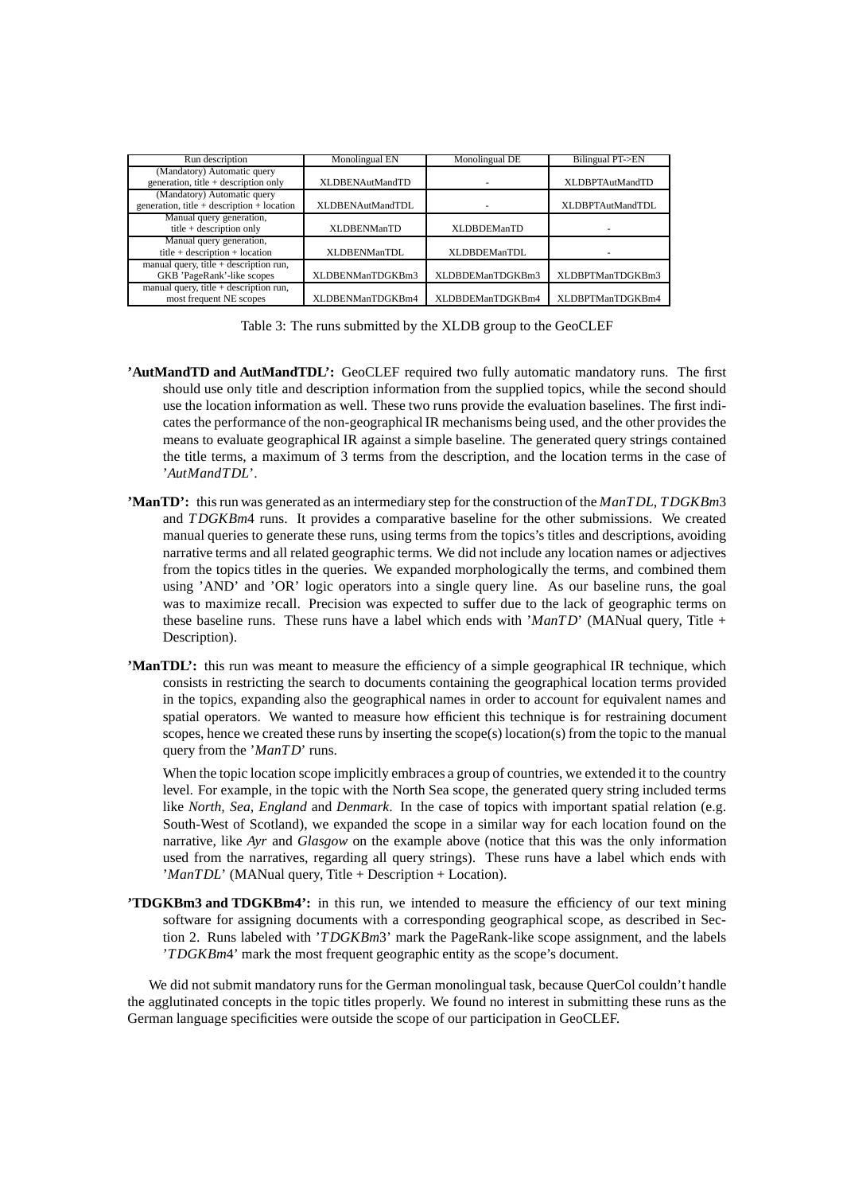| Run description | Monolingual EN | Monolingual DE | Bilingual PT->EN |
|---|---|---|---|
| (Mandatory) Automatic query generation, title + description only | XLDBENAutMandTD | - | XLDBPTAutMandTD |
| (Mandatory) Automatic query generation, title + description + location | XLDBENAutMandTDL | - | XLDBPTAutMandTDL |
| Manual query generation, title + description only | XLDBENManTD | XLDBDEManTD | - |
| Manual query generation, title + description + location | XLDBENManTDL | XLDBDEManTDL | - |
| manual query, title + description run, GKB 'PageRank'-like scopes | XLDBENManTDGKBm3 | XLDBDEManTDGKBm3 | XLDBPTManTDGKBm3 |
| manual query, title + description run, most frequent NE scopes | XLDBENManTDGKBm4 | XLDBDEManTDGKBm4 | XLDBPTManTDGKBm4 |

Table 3: The runs submitted by the XLDB group to the GeoCLEF

**'AutMandTD and AutMandTDL':** GeoCLEF required two fully automatic mandatory runs. The first should use only title and description information from the supplied topics, while the second should use the location information as well. These two runs provide the evaluation baselines. The first indicates the performance of the non-geographical IR mechanisms being used, and the other provides the means to evaluate geographical IR against a simple baseline. The generated query strings contained the title terms, a maximum of 3 terms from the description, and the location terms in the case of '*AutMandTDL*'.

**'ManTD':** this run was generated as an intermediary step for the construction of the *ManTDL*, *TDGKBm*3 and *TDGKBm*4 runs. It provides a comparative baseline for the other submissions. We created manual queries to generate these runs, using terms from the topics's titles and descriptions, avoiding narrative terms and all related geographic terms. We did not include any location names or adjectives from the topics titles in the queries. We expanded morphologically the terms, and combined them using 'AND' and 'OR' logic operators into a single query line. As our baseline runs, the goal was to maximize recall. Precision was expected to suffer due to the lack of geographic terms on these baseline runs. These runs have a label which ends with '*ManTD*' (MANual query, Title + Description).

**'ManTDL':** this run was meant to measure the efficiency of a simple geographical IR technique, which consists in restricting the search to documents containing the geographical location terms provided in the topics, expanding also the geographical names in order to account for equivalent names and spatial operators. We wanted to measure how efficient this technique is for restraining document scopes, hence we created these runs by inserting the scope(s) location(s) from the topic to the manual query from the '*ManTD*' runs.

When the topic location scope implicitly embraces a group of countries, we extended it to the country level. For example, in the topic with the North Sea scope, the generated query string included terms like *North*, *Sea*, *England* and *Denmark*. In the case of topics with important spatial relation (e.g. South-West of Scotland), we expanded the scope in a similar way for each location found on the narrative, like *Ayr* and *Glasgow* on the example above (notice that this was the only information used from the narratives, regarding all query strings). These runs have a label which ends with '*ManTDL*' (MANual query, Title + Description + Location).

**'TDGKBm3 and TDGKBm4':** in this run, we intended to measure the efficiency of our text mining software for assigning documents with a corresponding geographical scope, as described in Section 2. Runs labeled with '*TDGKBm*3' mark the PageRank-like scope assignment, and the labels '*TDGKBm*4' mark the most frequent geographic entity as the scope's document.

We did not submit mandatory runs for the German monolingual task, because QuerCol couldn't handle the agglutinated concepts in the topic titles properly. We found no interest in submitting these runs as the German language specificities were outside the scope of our participation in GeoCLEF.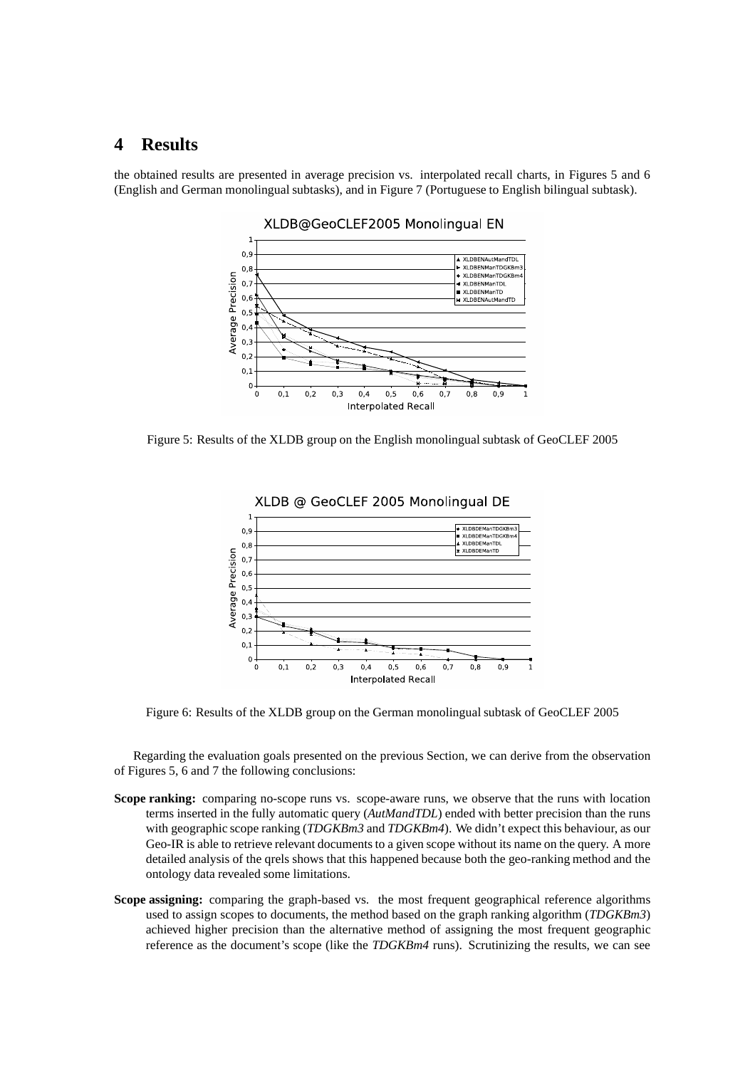# 4 Results

the obtained results are presented in average precision vs. interpolated recall charts, in Figures 5 and 6 (English and German monolingual subtasks), and in Figure 7 (Portuguese to English bilingual subtask).

Figure 5: Results of the XLDB group on the English monolingual subtask of GeoCLEF 2005

Figure 6: Results of the XLDB group on the German monolingual subtask of GeoCLEF 2005

Regarding the evaluation goals presented on the previous Section, we can derive from the observation of Figures 5, 6 and 7 the following conclusions:

**Scope ranking:** comparing no-scope runs vs. scope-aware runs, we observe that the runs with location terms inserted in the fully automatic query (*AutMandTDL*) ended with better precision than the runs with geographic scope ranking (*TDGKBm3* and *TDGKBm4*). We didn't expect this behaviour, as our Geo-IR is able to retrieve relevant documents to a given scope without its name on the query. A more detailed analysis of the qrels shows that this happened because both the geo-ranking method and the ontology data revealed some limitations.

**Scope assigning:** comparing the graph-based vs. the most frequent geographical reference algorithms used to assign scopes to documents, the method based on the graph ranking algorithm (*TDGKBm3*) achieved higher precision than the alternative method of assigning the most frequent geographic reference as the document's scope (like the *TDGKBm4* runs). Scrutinizing the results, we can see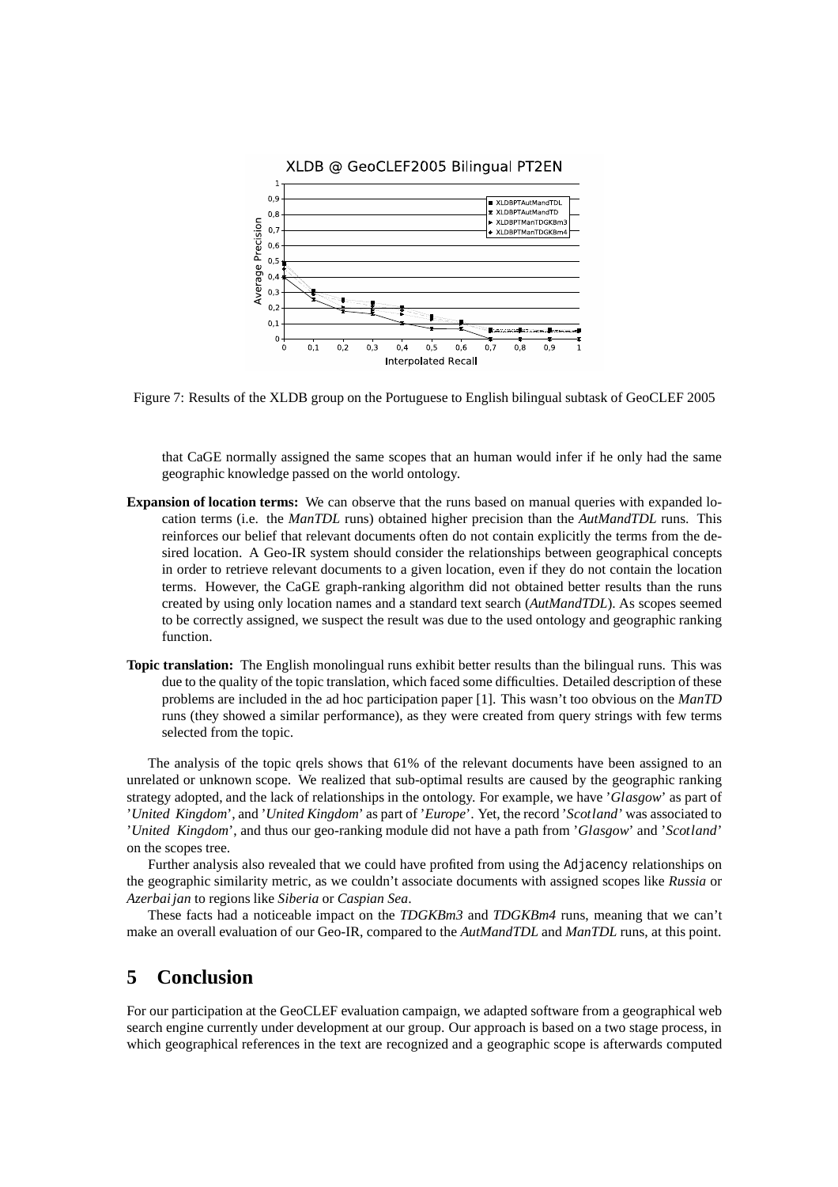Figure 7: Results of the XLDB group on the Portuguese to English bilingual subtask of GeoCLEF 2005

that CaGE normally assigned the same scopes that an human would infer if he only had the same geographic knowledge passed on the world ontology.

**Expansion of location terms:** We can observe that the runs based on manual queries with expanded location terms (i.e. the *ManTDL* runs) obtained higher precision than the *AutMandTDL* runs. This reinforces our belief that relevant documents often do not contain explicitly the terms from the desired location. A Geo-IR system should consider the relationships between geographical concepts in order to retrieve relevant documents to a given location, even if they do not contain the location terms. However, the CaGE graph-ranking algorithm did not obtained better results than the runs created by using only location names and a standard text search (*AutMandTDL*). As scopes seemed to be correctly assigned, we suspect the result was due to the used ontology and geographic ranking function.

**Topic translation:** The English monolingual runs exhibit better results than the bilingual runs. This was due to the quality of the topic translation, which faced some difficulties. Detailed description of these problems are included in the ad hoc participation paper [1]. This wasn't too obvious on the *ManTD* runs (they showed a similar performance), as they were created from query strings with few terms selected from the topic.

The analysis of the topic qrels shows that 61% of the relevant documents have been assigned to an unrelated or unknown scope. We realized that sub-optimal results are caused by the geographic ranking strategy adopted, and the lack of relationships in the ontology. For example, we have '*Glasgow*' as part of '*United Kingdom*', and '*United Kingdom*' as part of '*Europe*'. Yet, the record '*Scotland*' was associated to '*United Kingdom*', and thus our geo-ranking module did not have a path from '*Glasgow*' and '*Scotland*' on the scopes tree.

Further analysis also revealed that we could have profited from using the Adjacency relationships on the geographic similarity metric, as we couldn't associate documents with assigned scopes like *Russia* or *Azerbaijan* to regions like *Siberia* or *Caspian Sea*.

These facts had a noticeable impact on the *TDGKBm3* and *TDGKBm4* runs, meaning that we can't make an overall evaluation of our Geo-IR, compared to the *AutMandTDL* and *ManTDL* runs, at this point.

# 5 Conclusion

For our participation at the GeoCLEF evaluation campaign, we adapted software from a geographical web search engine currently under development at our group. Our approach is based on a two stage process, in which geographical references in the text are recognized and a geographic scope is afterwards computed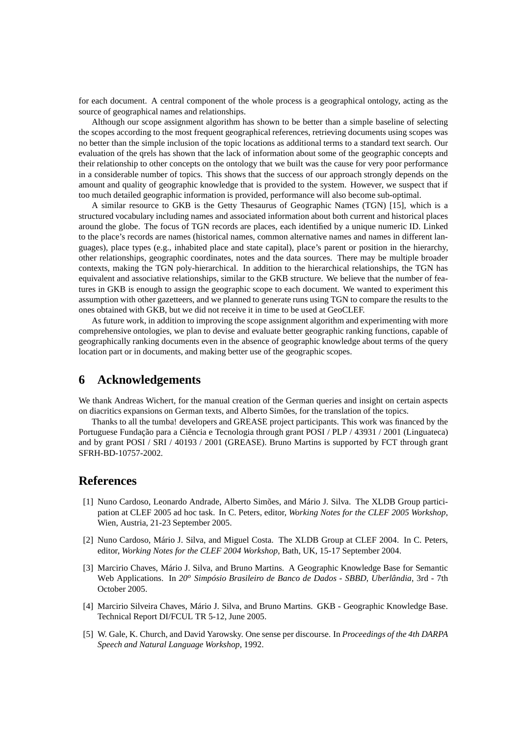for each document. A central component of the whole process is a geographical ontology, acting as the source of geographical names and relationships.

Although our scope assignment algorithm has shown to be better than a simple baseline of selecting the scopes according to the most frequent geographical references, retrieving documents using scopes was no better than the simple inclusion of the topic locations as additional terms to a standard text search. Our evaluation of the qrels has shown that the lack of information about some of the geographic concepts and their relationship to other concepts on the ontology that we built was the cause for very poor performance in a considerable number of topics. This shows that the success of our approach strongly depends on the amount and quality of geographic knowledge that is provided to the system. However, we suspect that if too much detailed geographic information is provided, performance will also become sub-optimal.

A similar resource to GKB is the Getty Thesaurus of Geographic Names (TGN) [15], which is a structured vocabulary including names and associated information about both current and historical places around the globe. The focus of TGN records are places, each identified by a unique numeric ID. Linked to the place's records are names (historical names, common alternative names and names in different languages), place types (e.g., inhabited place and state capital), place's parent or position in the hierarchy, other relationships, geographic coordinates, notes and the data sources. There may be multiple broader contexts, making the TGN poly-hierarchical. In addition to the hierarchical relationships, the TGN has equivalent and associative relationships, similar to the GKB structure. We believe that the number of features in GKB is enough to assign the geographic scope to each document. We wanted to experiment this assumption with other gazetteers, and we planned to generate runs using TGN to compare the results to the ones obtained with GKB, but we did not receive it in time to be used at GeoCLEF.

As future work, in addition to improving the scope assignment algorithm and experimenting with more comprehensive ontologies, we plan to devise and evaluate better geographic ranking functions, capable of geographically ranking documents even in the absence of geographic knowledge about terms of the query location part or in documents, and making better use of the geographic scopes.

## 6 Acknowledgements

We thank Andreas Wichert, for the manual creation of the German queries and insight on certain aspects on diacritics expansions on German texts, and Alberto Simões, for the translation of the topics.

Thanks to all the tumba! developers and GREASE project participants. This work was financed by the Portuguese Fundação para a Ciência e Tecnologia through grant POSI / PLP / 43931 / 2001 (Linguateca) and by grant POSI / SRI / 40193 / 2001 (GREASE). Bruno Martins is supported by FCT through grant SFRH-BD-10757-2002.

## References

[1] Nuno Cardoso, Leonardo Andrade, Alberto Simões, and Mário J. Silva. The XLDB Group participation at CLEF 2005 ad hoc task. In C. Peters, editor, *Working Notes for the CLEF 2005 Workshop*, Wien, Austria, 21-23 September 2005.

[2] Nuno Cardoso, Mário J. Silva, and Miguel Costa. The XLDB Group at CLEF 2004. In C. Peters, editor, *Working Notes for the CLEF 2004 Workshop*, Bath, UK, 15-17 September 2004.

[3] Marcirio Chaves, Mário J. Silva, and Bruno Martins. A Geographic Knowledge Base for Semantic Web Applications. In *20º Simpósio Brasileiro de Banco de Dados - SBBD, Uberlândia*, 3rd - 7th October 2005.

[4] Marcirio Silveira Chaves, Mário J. Silva, and Bruno Martins. GKB - Geographic Knowledge Base. Technical Report DI/FCUL TR 5-12, June 2005.

[5] W. Gale, K. Church, and David Yarowsky. One sense per discourse. In *Proceedings of the 4th DARPA Speech and Natural Language Workshop*, 1992.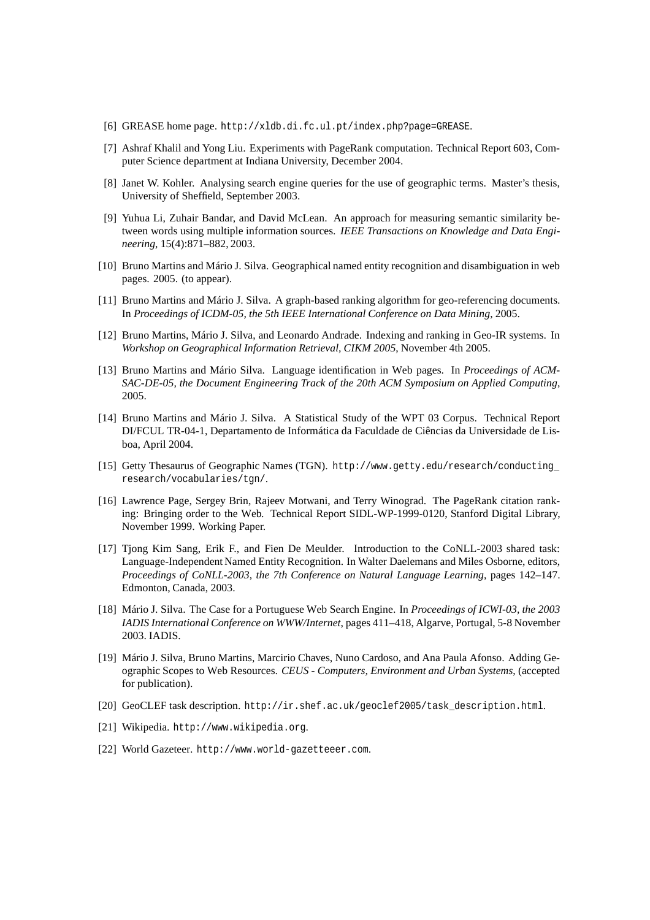[6] GREASE home page. http://xldb.di.fc.ul.pt/index.php?page=GREASE.

[7] Ashraf Khalil and Yong Liu. Experiments with PageRank computation. Technical Report 603, Computer Science department at Indiana University, December 2004.

[8] Janet W. Kohler. Analysing search engine queries for the use of geographic terms. Master's thesis, University of Sheffield, September 2003.

[9] Yuhua Li, Zuhair Bandar, and David McLean. An approach for measuring semantic similarity between words using multiple information sources. *IEEE Transactions on Knowledge and Data Engineering*, 15(4):871–882, 2003.

[10] Bruno Martins and Mário J. Silva. Geographical named entity recognition and disambiguation in web pages. 2005. (to appear).

[11] Bruno Martins and Mário J. Silva. A graph-based ranking algorithm for geo-referencing documents. In *Proceedings of ICDM-05, the 5th IEEE International Conference on Data Mining*, 2005.

[12] Bruno Martins, Mário J. Silva, and Leonardo Andrade. Indexing and ranking in Geo-IR systems. In *Workshop on Geographical Information Retrieval, CIKM 2005*, November 4th 2005.

[13] Bruno Martins and Mário Silva. Language identification in Web pages. In *Proceedings of ACM-SAC-DE-05, the Document Engineering Track of the 20th ACM Symposium on Applied Computing*, 2005.

[14] Bruno Martins and Mário J. Silva. A Statistical Study of the WPT 03 Corpus. Technical Report DI/FCUL TR-04-1, Departamento de Informática da Faculdade de Ciências da Universidade de Lisboa, April 2004.

[15] Getty Thesaurus of Geographic Names (TGN). http://www.getty.edu/research/conducting_research/vocabularies/tgn/.

[16] Lawrence Page, Sergey Brin, Rajeev Motwani, and Terry Winograd. The PageRank citation ranking: Bringing order to the Web. Technical Report SIDL-WP-1999-0120, Stanford Digital Library, November 1999. Working Paper.

[17] Tjong Kim Sang, Erik F., and Fien De Meulder. Introduction to the CoNLL-2003 shared task: Language-Independent Named Entity Recognition. In Walter Daelemans and Miles Osborne, editors, *Proceedings of CoNLL-2003, the 7th Conference on Natural Language Learning*, pages 142–147. Edmonton, Canada, 2003.

[18] Mário J. Silva. The Case for a Portuguese Web Search Engine. In *Proceedings of ICWI-03, the 2003 IADIS International Conference on WWW/Internet*, pages 411–418, Algarve, Portugal, 5-8 November 2003. IADIS.

[19] Mário J. Silva, Bruno Martins, Marcirio Chaves, Nuno Cardoso, and Ana Paula Afonso. Adding Geographic Scopes to Web Resources. *CEUS - Computers, Environment and Urban Systems*, (accepted for publication).

[20] GeoCLEF task description. http://ir.shef.ac.uk/geoclef2005/task_description.html.

[21] Wikipedia. http://www.wikipedia.org.

[22] World Gazeteer. http://www.world-gazetteeer.com.